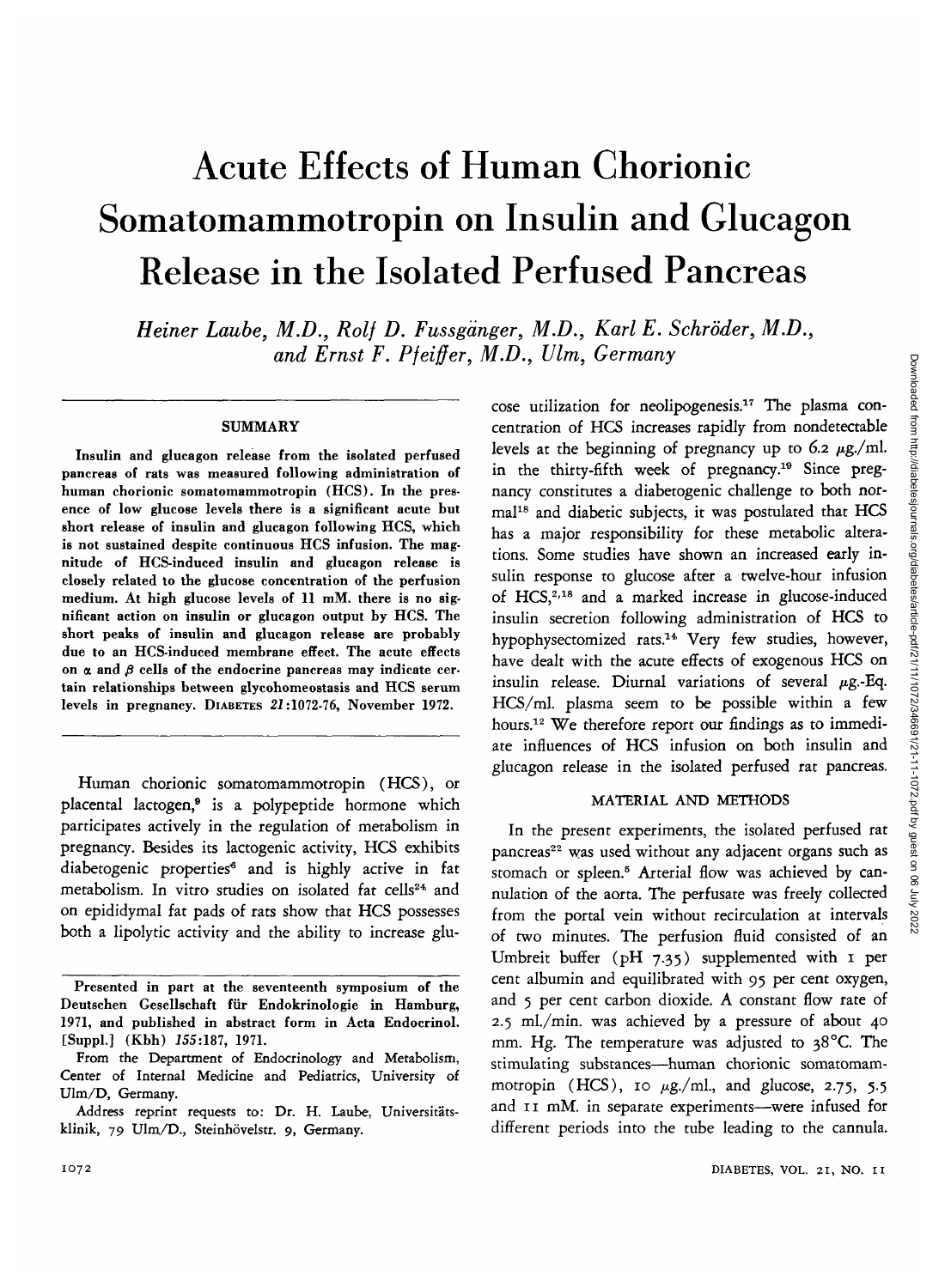# Acute Effects of Human Chorionic Somatomammotropin on Insulin and Glucagon Release in the Isolated Perfused Pancreas

*Heiner Laube, M.D., Rolf D. Fussgänger, M.D., Karl E. Schröder, M.D., and Ernst F. Pfeiffer, M.D., Ulm, Germany*

## SUMMARY

**Insulin and glucagon release from the isolated perfused pancreas of rats was measured following administration of human chorionic somatomammotropin (HCS). In the presence of low glucose levels there is a significant acute but short release of insulin and glucagon following HCS, which is not sustained despite continuous HCS infusion. The magnitude of HCS-induced insulin and glucagon release is closely related to the glucose concentration of the perfusion medium. At high glucose levels of 11 mM. there is no significant action on insulin or glucagon output by HCS. The short peaks of insulin and glucagon release are probably due to an HCS-induced membrane effect. The acute effects on α and β cells of the endocrine pancreas may indicate certain relationships between glycohomeostasis and HCS serum levels in pregnancy.** DIABETES *21*:1072-76, November 1972.

Human chorionic somatomammotropin (HCS), or placental lactogen,[9] is a polypeptide hormone which participates actively in the regulation of metabolism in pregnancy. Besides its lactogenic activity, HCS exhibits diabetogenic properties[6] and is highly active in fat metabolism. In vitro studies on isolated fat cells[24] and on epididymal fat pads of rats show that HCS possesses both a lipolytic activity and the ability to increase glucose utilization for neolipogenesis.[17] The plasma concentration of HCS increases rapidly from nondetectable levels at the beginning of pregnancy up to 6.2 μg./ml. in the thirty-fifth week of pregnancy.[19] Since pregnancy constitutes a diabetogenic challenge to both normal[18] and diabetic subjects, it was postulated that HCS has a major responsibility for these metabolic alterations. Some studies have shown an increased early insulin response to glucose after a twelve-hour infusion of HCS,[2,18] and a marked increase in glucose-induced insulin secretion following administration of HCS to hypophysectomized rats.[14] Very few studies, however, have dealt with the acute effects of exogenous HCS on insulin release. Diurnal variations of several μg.-Eq. HCS/ml. plasma seem to be possible within a few hours.[12] We therefore report our findings as to immediate influences of HCS infusion on both insulin and glucagon release in the isolated perfused rat pancreas.

## MATERIAL AND METHODS

In the present experiments, the isolated perfused rat pancreas[22] was used without any adjacent organs such as stomach or spleen.[5] Arterial flow was achieved by cannulation of the aorta. The perfusate was freely collected from the portal vein without recirculation at intervals of two minutes. The perfusion fluid consisted of an Umbreit buffer (pH 7.35) supplemented with 1 per cent albumin and equilibrated with 95 per cent oxygen, and 5 per cent carbon dioxide. A constant flow rate of 2.5 ml./min. was achieved by a pressure of about 40 mm. Hg. The temperature was adjusted to 38°C. The stimulating substances—human chorionic somatomammotropin (HCS), 10 μg./ml., and glucose, 2.75, 5.5 and 11 mM. in separate experiments—were infused for different periods into the tube leading to the cannula.

Presented in part at the seventeenth symposium of the Deutschen Gesellschaft für Endokrinologie in Hamburg, 1971, and published in abstract form in Acta Endocrinol. [Suppl.] (Kbh) *155*:187, 1971.

From the Department of Endocrinology and Metabolism, Center of Internal Medicine and Pediatrics, University of Ulm/D, Germany.

Address reprint requests to: Dr. H. Laube, Universitätsklinik, 79 Ulm/D., Steinhövelstr. 9, Germany.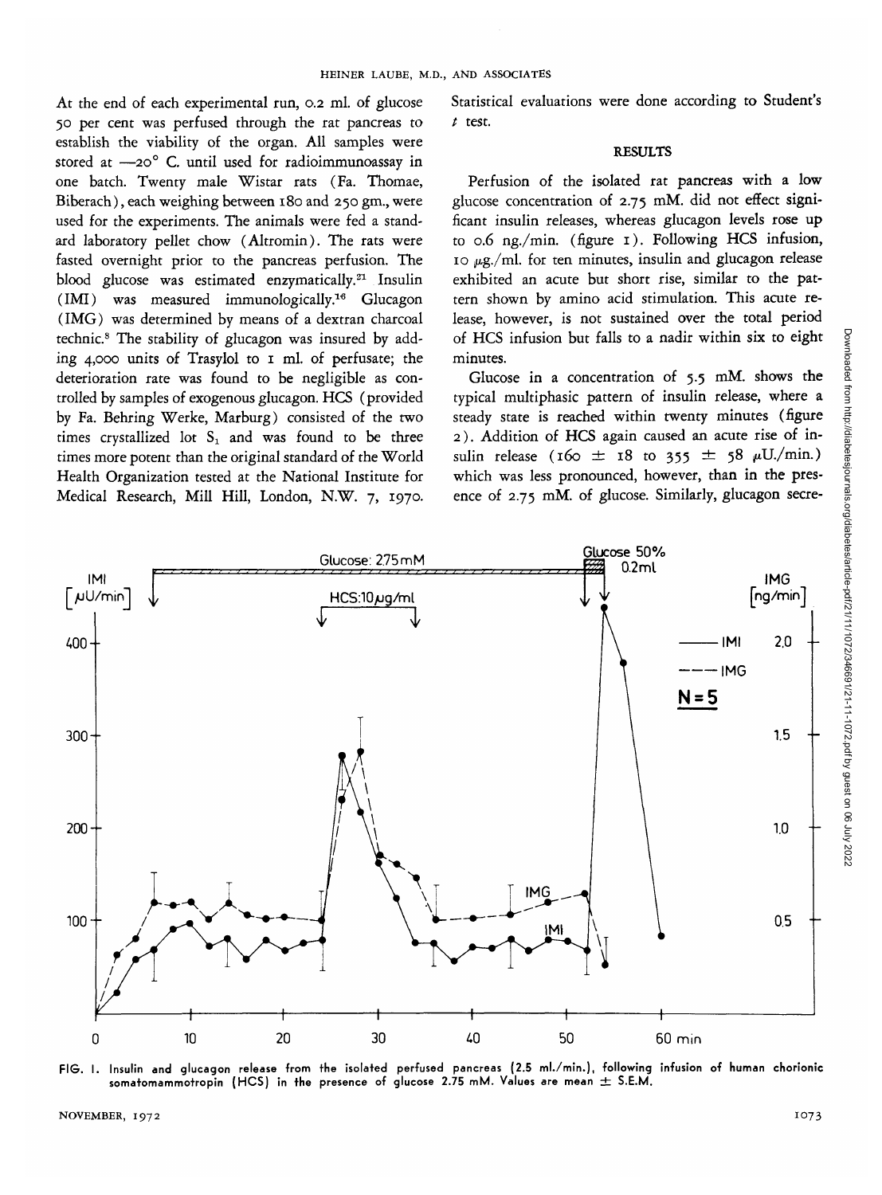At the end of each experimental run, 0.2 ml. of glucose 50 per cent was perfused through the rat pancreas to establish the viability of the organ. All samples were stored at —20° C. until used for radioimmunoassay in one batch. Twenty male Wistar rats (Fa. Thomae, Biberach), each weighing between 180 and 250 gm., were used for the experiments. The animals were fed a standard laboratory pellet chow (Altromin). The rats were fasted overnight prior to the pancreas perfusion. The blood glucose was estimated enzymatically.[21] Insulin (IMI) was measured immunologically.[16] Glucagon (IMG) was determined by means of a dextran charcoal technic.[8] The stability of glucagon was insured by adding 4,000 units of Trasylol to 1 ml. of perfusate; the deterioration rate was found to be negligible as controlled by samples of exogenous glucagon. HCS (provided by Fa. Behring Werke, Marburg) consisted of the two times crystallized lot $S_1$ and was found to be three times more potent than the original standard of the World Health Organization tested at the National Institute for Medical Research, Mill Hill, London, N.W. 7, 1970. Statistical evaluations were done according to Student's *t* test.

## RESULTS

Perfusion of the isolated rat pancreas with a low glucose concentration of 2.75 mM. did not effect significant insulin releases, whereas glucagon levels rose up to 0.6 ng./min. (figure 1). Following HCS infusion, 10 μg./ml. for ten minutes, insulin and glucagon release exhibited an acute but short rise, similar to the pattern shown by amino acid stimulation. This acute release, however, is not sustained over the total period of HCS infusion but falls to a nadir within six to eight minutes.

Glucose in a concentration of 5.5 mM. shows the typical multiphasic pattern of insulin release, where a steady state is reached within twenty minutes (figure 2). Addition of HCS again caused an acute rise of insulin release (160 ± 18 to 355 ± 58 μU./min.) which was less pronounced, however, than in the presence of 2.75 mM. of glucose. Similarly, glucagon secre-

FIG. 1. Insulin and glucagon release from the isolated perfused pancreas (2.5 ml./min.), following infusion of human chorionic somatomammotropin (HCS) in the presence of glucose 2.75 mM. Values are mean ± S.E.M.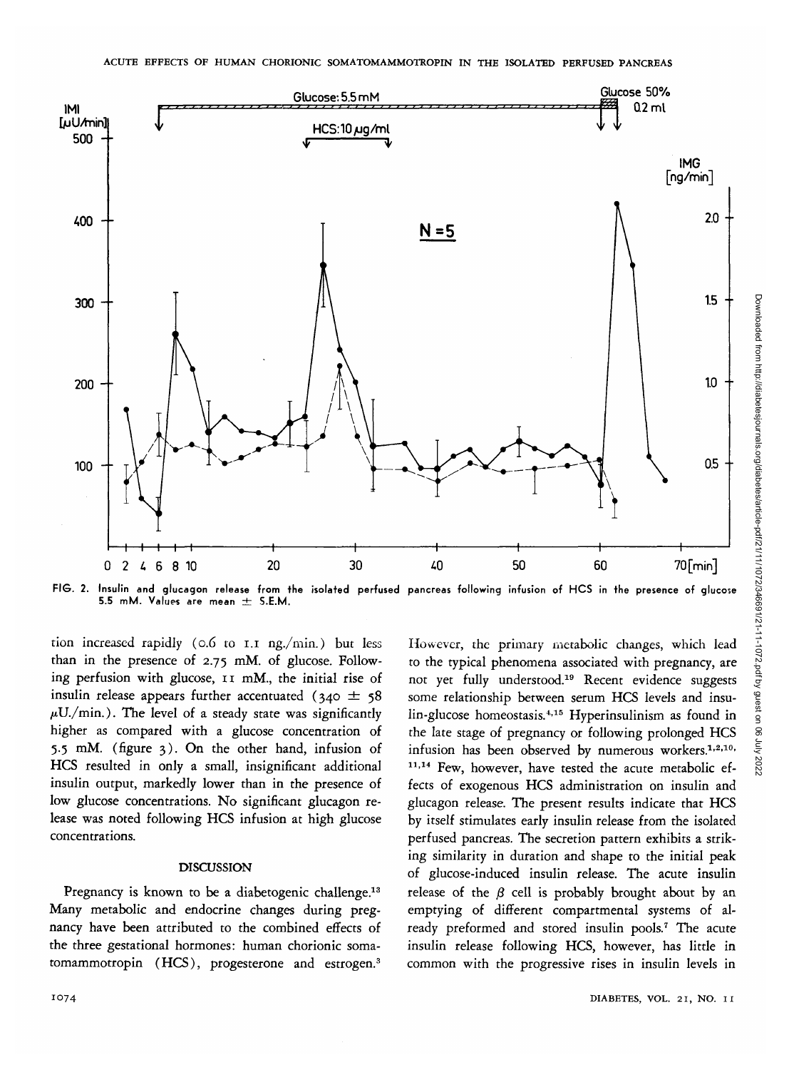FIG. 2. Insulin and glucagon release from the isolated perfused pancreas following infusion of HCS in the presence of glucose 5.5 mM. Values are mean ± S.E.M.

tion increased rapidly (0.6 to 1.1 ng./min.) but less than in the presence of 2.75 mM. of glucose. Following perfusion with glucose, 11 mM., the initial rise of insulin release appears further accentuated (340 ± 58 $\mu$U./min.). The level of a steady state was significantly higher as compared with a glucose concentration of 5.5 mM. (figure 3). On the other hand, infusion of HCS resulted in only a small, insignificant additional insulin output, markedly lower than in the presence of low glucose concentrations. No significant glucagon release was noted following HCS infusion at high glucose concentrations.

## DISCUSSION

Pregnancy is known to be a diabetogenic challenge.[13] Many metabolic and endocrine changes during pregnancy have been attributed to the combined effects of the three gestational hormones: human chorionic somatomammotropin (HCS), progesterone and estrogen.[3] However, the primary metabolic changes, which lead to the typical phenomena associated with pregnancy, are not yet fully understood.[19] Recent evidence suggests some relationship between serum HCS levels and insulin-glucose homeostasis.[4,15] Hyperinsulinism as found in the late stage of pregnancy or following prolonged HCS infusion has been observed by numerous workers.[1,2,10,11,14] Few, however, have tested the acute metabolic effects of exogenous HCS administration on insulin and glucagon release. The present results indicate that HCS by itself stimulates early insulin release from the isolated perfused pancreas. The secretion pattern exhibits a striking similarity in duration and shape to the initial peak of glucose-induced insulin release. The acute insulin release of the $\beta$ cell is probably brought about by an emptying of different compartmental systems of already preformed and stored insulin pools.[7] The acute insulin release following HCS, however, has little in common with the progressive rises in insulin levels in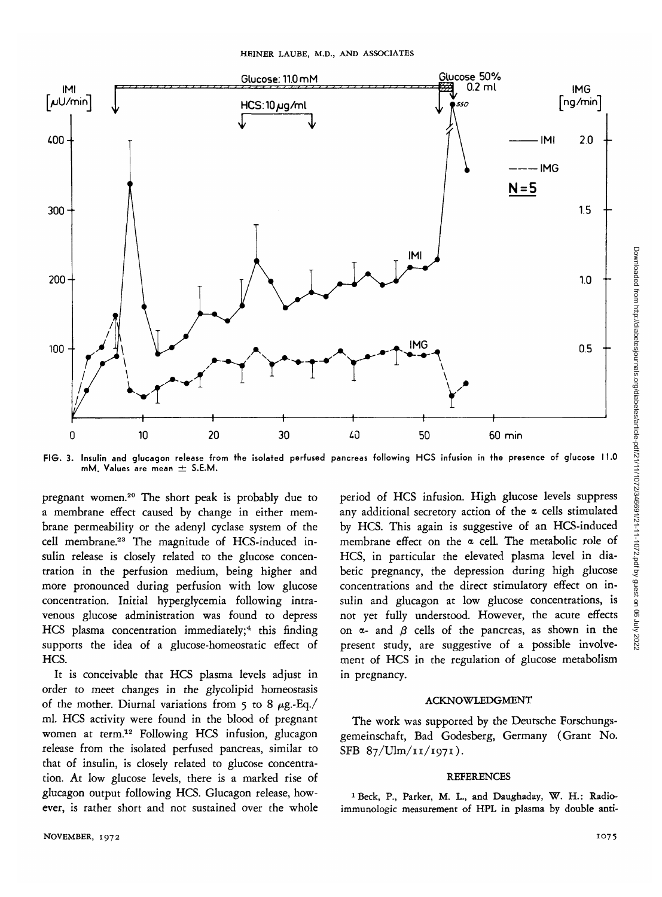FIG. 3. Insulin and glucagon release from the isolated perfused pancreas following HCS infusion in the presence of glucose 11.0 mM. Values are mean ± S.E.M.

pregnant women.[20] The short peak is probably due to a membrane effect caused by change in either membrane permeability or the adenyl cyclase system of the cell membrane.[23] The magnitude of HCS-induced insulin release is closely related to the glucose concentration in the perfusion medium, being higher and more pronounced during perfusion with low glucose concentration. Initial hyperglycemia following intravenous glucose administration was found to depress HCS plasma concentration immediately;[4] this finding supports the idea of a glucose-homeostatic effect of HCS.

It is conceivable that HCS plasma levels adjust in order to meet changes in the glycolipid homeostasis of the mother. Diurnal variations from 5 to 8 μg.-Eq./ml. HCS activity were found in the blood of pregnant women at term.[12] Following HCS infusion, glucagon release from the isolated perfused pancreas, similar to that of insulin, is closely related to glucose concentration. At low glucose levels, there is a marked rise of glucagon output following HCS. Glucagon release, however, is rather short and not sustained over the whole period of HCS infusion. High glucose levels suppress any additional secretory action of the α cells stimulated by HCS. This again is suggestive of an HCS-induced membrane effect on the α cell. The metabolic role of HCS, in particular the elevated plasma level in diabetic pregnancy, the depression during high glucose concentrations and the direct stimulatory effect on insulin and glucagon at low glucose concentrations, is not yet fully understood. However, the acute effects on α- and β cells of the pancreas, as shown in the present study, are suggestive of a possible involvement of HCS in the regulation of glucose metabolism in pregnancy.

## ACKNOWLEDGMENT

The work was supported by the Deutsche Forschungsgemeinschaft, Bad Godesberg, Germany (Grant No. SFB 87/Ulm/11/1971).

## REFERENCES

[1] Beck, P., Parker, M. L., and Daughaday, W. H.: Radioimmunologic measurement of HPL in plasma by double anti-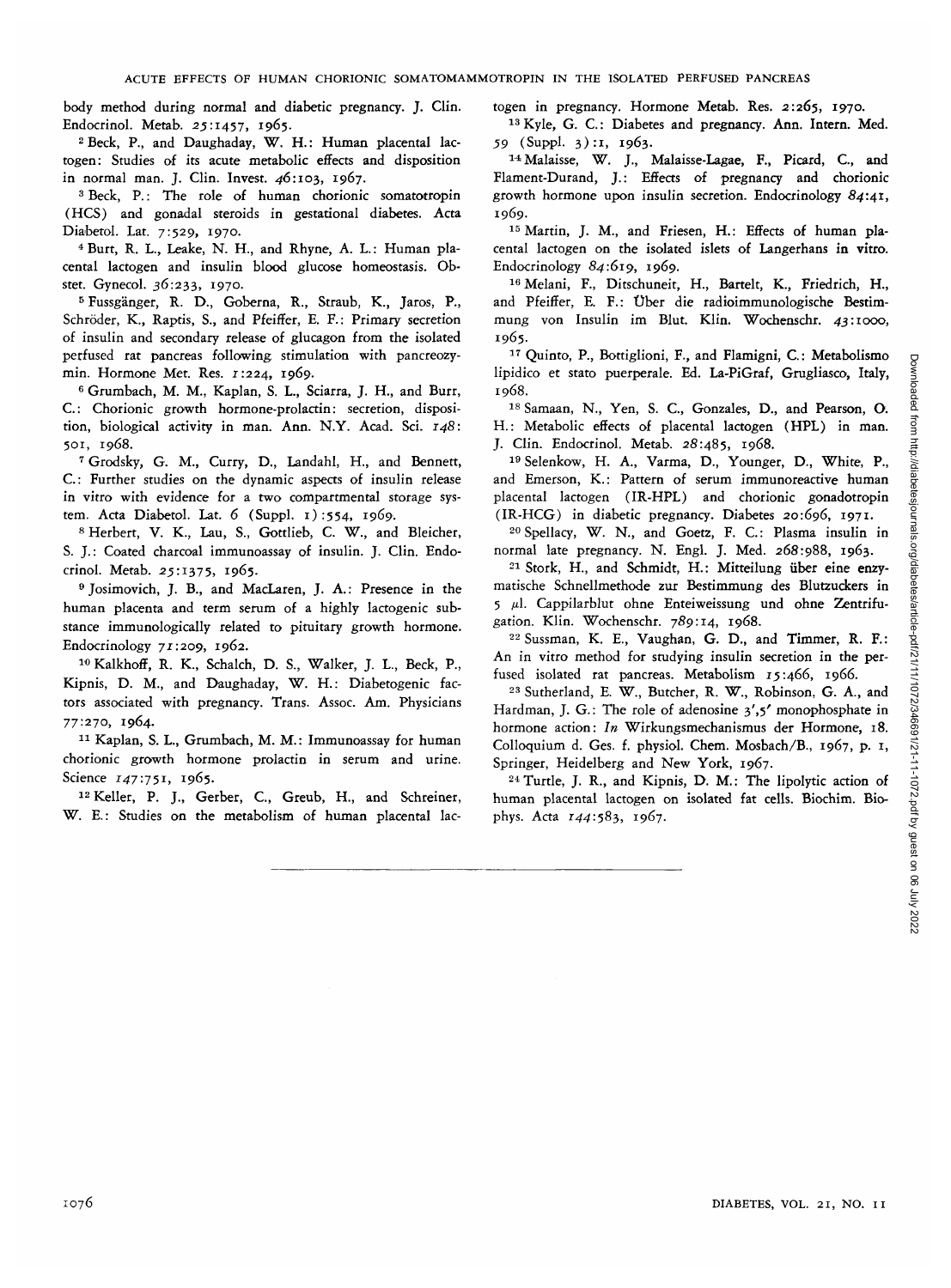body method during normal and diabetic pregnancy. J. Clin. Endocrinol. Metab. 25:1457, 1965.

[2] Beck, P., and Daughaday, W. H.: Human placental lactogen: Studies of its acute metabolic effects and disposition in normal man. J. Clin. Invest. 46:103, 1967.

[3] Beck, P.: The role of human chorionic somatotropin (HCS) and gonadal steroids in gestational diabetes. Acta Diabetol. Lat. 7:529, 1970.

[4] Burt, R. L., Leake, N. H., and Rhyne, A. L.: Human placental lactogen and insulin blood glucose homeostasis. Obstet. Gynecol. 36:233, 1970.

[5] Fussgänger, R. D., Goberna, R., Straub, K., Jaros, P., Schröder, K., Raptis, S., and Pfeiffer, E. F.: Primary secretion of insulin and secondary release of glucagon from the isolated perfused rat pancreas following stimulation with pancreozymin. Hormone Met. Res. 1:224, 1969.

[6] Grumbach, M. M., Kaplan, S. L., Sciarra, J. H., and Burr, C.: Chorionic growth hormone-prolactin: secretion, disposition, biological activity in man. Ann. N.Y. Acad. Sci. 148:501, 1968.

[7] Grodsky, G. M., Curry, D., Landahl, H., and Bennett, C.: Further studies on the dynamic aspects of insulin release in vitro with evidence for a two compartmental storage system. Acta Diabetol. Lat. 6 (Suppl. 1):554, 1969.

[8] Herbert, V. K., Lau, S., Gottlieb, C. W., and Bleicher, S. J.: Coated charcoal immunoassay of insulin. J. Clin. Endocrinol. Metab. 25:1375, 1965.

[9] Josimovich, J. B., and MacLaren, J. A.: Presence in the human placenta and term serum of a highly lactogenic substance immunologically related to pituitary growth hormone. Endocrinology 71:209, 1962.

[10] Kalkhoff, R. K., Schalch, D. S., Walker, J. L., Beck, P., Kipnis, D. M., and Daughaday, W. H.: Diabetogenic factors associated with pregnancy. Trans. Assoc. Am. Physicians 77:270, 1964.

[11] Kaplan, S. L., Grumbach, M. M.: Immunoassay for human chorionic growth hormone prolactin in serum and urine. Science 147:751, 1965.

[12] Keller, P. J., Gerber, C., Greub, H., and Schreiner, W. E.: Studies on the metabolism of human placental lactogen in pregnancy. Hormone Metab. Res. 2:265, 1970.

[13] Kyle, G. C.: Diabetes and pregnancy. Ann. Intern. Med. 59 (Suppl. 3):1, 1963.

[14] Malaisse, W. J., Malaisse-Lagae, F., Picard, C., and Flament-Durand, J.: Effects of pregnancy and chorionic growth hormone upon insulin secretion. Endocrinology 84:41, 1969.

[15] Martin, J. M., and Friesen, H.: Effects of human placental lactogen on the isolated islets of Langerhans in vitro. Endocrinology 84:619, 1969.

[16] Melani, F., Ditschuneit, H., Bartelt, K., Friedrich, H., and Pfeiffer, E. F.: Über die radioimmunologische Bestimmung von Insulin im Blut. Klin. Wochenschr. 43:1000, 1965.

[17] Quinto, P., Bottiglioni, F., and Flamigni, C.: Metabolismo lipidico et stato puerperale. Ed. La-PiGraf, Grugliasco, Italy, 1968.

[18] Samaan, N., Yen, S. C., Gonzales, D., and Pearson, O. H.: Metabolic effects of placental lactogen (HPL) in man. J. Clin. Endocrinol. Metab. 28:485, 1968.

[19] Selenkow, H. A., Varma, D., Younger, D., White, P., and Emerson, K.: Pattern of serum immunoreactive human placental lactogen (IR-HPL) and chorionic gonadotropin (IR-HCG) in diabetic pregnancy. Diabetes 20:696, 1971.

[20] Spellacy, W. N., and Goetz, F. C.: Plasma insulin in normal late pregnancy. N. Engl. J. Med. 268:988, 1963.

[21] Stork, H., and Schmidt, H.: Mitteilung über eine enzymatische Schnellmethode zur Bestimmung des Blutzuckers in 5 μl. Cappilarblut ohne Enteiweissung und ohne Zentrifugation. Klin. Wochenschr. 789:14, 1968.

[22] Sussman, K. E., Vaughan, G. D., and Timmer, R. F.: An in vitro method for studying insulin secretion in the perfused isolated rat pancreas. Metabolism 15:466, 1966.

[23] Sutherland, E. W., Butcher, R. W., Robinson, G. A., and Hardman, J. G.: The role of adenosine 3′,5′ monophosphate in hormone action: *In* Wirkungsmechanismus der Hormone, 18. Colloquium d. Ges. f. physiol. Chem. Mosbach/B., 1967, p. 1, Springer, Heidelberg and New York, 1967.

[24] Turtle, J. R., and Kipnis, D. M.: The lipolytic action of human placental lactogen on isolated fat cells. Biochim. Biophys. Acta 144:583, 1967.